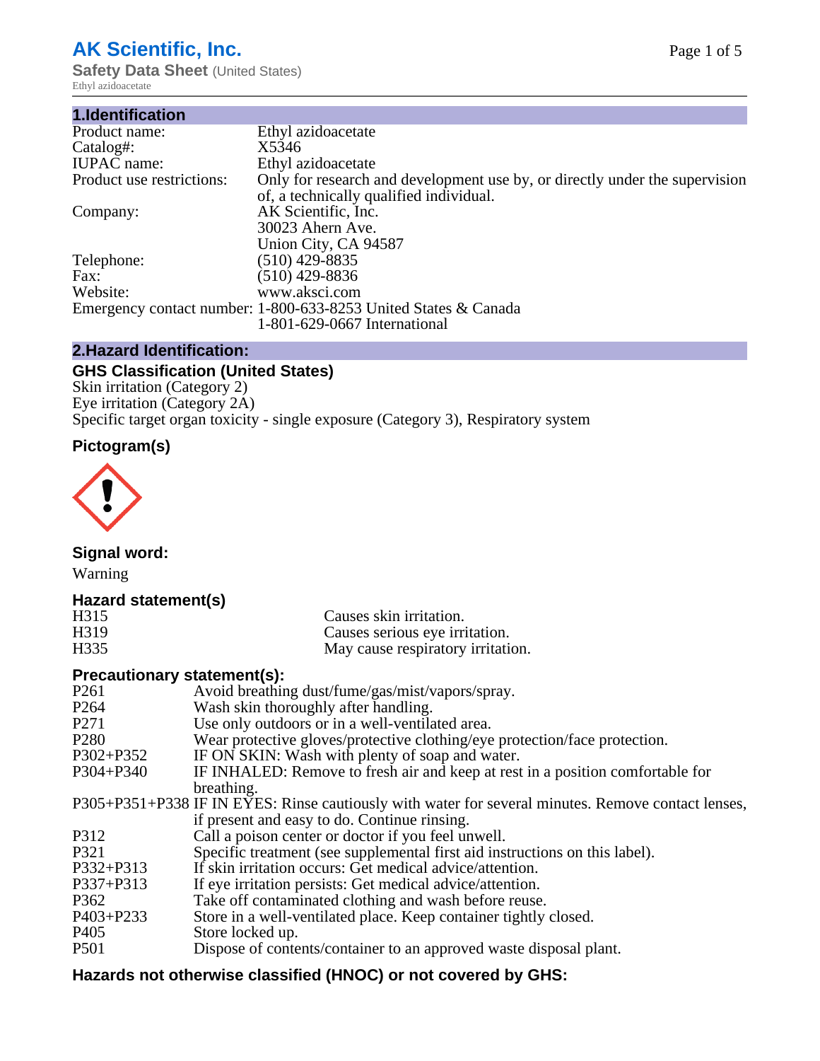# AK Scientific, Inc.

**Safety Data Sheet** (United States)

Ethyl azidoacetate

## 1.Identification

| | |
|---|---|
| Product name: | Ethyl azidoacetate |
| Catalog#: | X5346 |
| IUPAC name: | Ethyl azidoacetate |
| Product use restrictions: | Only for research and development use by, or directly under the supervision of, a technically qualified individual. |
| Company: | AK Scientific, Inc.<br>30023 Ahern Ave.<br>Union City, CA 94587 |
| Telephone: | (510) 429-8835 |
| Fax: | (510) 429-8836 |
| Website: | www.aksci.com |
| Emergency contact number: | 1-800-633-8253 United States & Canada<br>1-801-629-0667 International |

## 2.Hazard Identification:

### GHS Classification (United States)

Skin irritation (Category 2)
Eye irritation (Category 2A)
Specific target organ toxicity - single exposure (Category 3), Respiratory system

### Pictogram(s)

### Signal word:

Warning

### Hazard statement(s)

| | |
|---|---|
| H315 | Causes skin irritation. |
| H319 | Causes serious eye irritation. |
| H335 | May cause respiratory irritation. |

### Precautionary statement(s):

| | |
|---|---|
| P261 | Avoid breathing dust/fume/gas/mist/vapors/spray. |
| P264 | Wash skin thoroughly after handling. |
| P271 | Use only outdoors or in a well-ventilated area. |
| P280 | Wear protective gloves/protective clothing/eye protection/face protection. |
| P302+P352 | IF ON SKIN: Wash with plenty of soap and water. |
| P304+P340 | IF INHALED: Remove to fresh air and keep at rest in a position comfortable for breathing. |
| P305+P351+P338 | IF IN EYES: Rinse cautiously with water for several minutes. Remove contact lenses, if present and easy to do. Continue rinsing. |
| P312 | Call a poison center or doctor if you feel unwell. |
| P321 | Specific treatment (see supplemental first aid instructions on this label). |
| P332+P313 | If skin irritation occurs: Get medical advice/attention. |
| P337+P313 | If eye irritation persists: Get medical advice/attention. |
| P362 | Take off contaminated clothing and wash before reuse. |
| P403+P233 | Store in a well-ventilated place. Keep container tightly closed. |
| P405 | Store locked up. |
| P501 | Dispose of contents/container to an approved waste disposal plant. |

### Hazards not otherwise classified (HNOC) or not covered by GHS: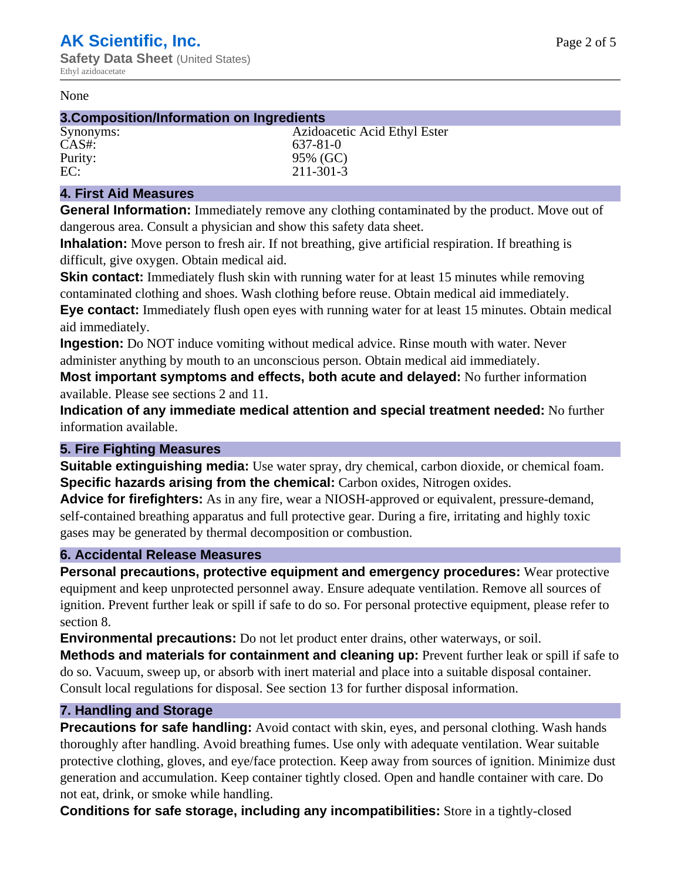None

## 3.Composition/Information on Ingredients

| | |
|---|---|
| Synonyms: | Azidoacetic Acid Ethyl Ester |
| CAS#: | 637-81-0 |
| Purity: | 95% (GC) |
| EC: | 211-301-3 |

## 4. First Aid Measures

**General Information:** Immediately remove any clothing contaminated by the product. Move out of dangerous area. Consult a physician and show this safety data sheet.

**Inhalation:** Move person to fresh air. If not breathing, give artificial respiration. If breathing is difficult, give oxygen. Obtain medical aid.

**Skin contact:** Immediately flush skin with running water for at least 15 minutes while removing contaminated clothing and shoes. Wash clothing before reuse. Obtain medical aid immediately.

**Eye contact:** Immediately flush open eyes with running water for at least 15 minutes. Obtain medical aid immediately.

**Ingestion:** Do NOT induce vomiting without medical advice. Rinse mouth with water. Never administer anything by mouth to an unconscious person. Obtain medical aid immediately.

**Most important symptoms and effects, both acute and delayed:** No further information available. Please see sections 2 and 11.

**Indication of any immediate medical attention and special treatment needed:** No further information available.

## 5. Fire Fighting Measures

**Suitable extinguishing media:** Use water spray, dry chemical, carbon dioxide, or chemical foam.

**Specific hazards arising from the chemical:** Carbon oxides, Nitrogen oxides.

**Advice for firefighters:** As in any fire, wear a NIOSH-approved or equivalent, pressure-demand, self-contained breathing apparatus and full protective gear. During a fire, irritating and highly toxic gases may be generated by thermal decomposition or combustion.

## 6. Accidental Release Measures

**Personal precautions, protective equipment and emergency procedures:** Wear protective equipment and keep unprotected personnel away. Ensure adequate ventilation. Remove all sources of ignition. Prevent further leak or spill if safe to do so. For personal protective equipment, please refer to section 8.

**Environmental precautions:** Do not let product enter drains, other waterways, or soil.

**Methods and materials for containment and cleaning up:** Prevent further leak or spill if safe to do so. Vacuum, sweep up, or absorb with inert material and place into a suitable disposal container. Consult local regulations for disposal. See section 13 for further disposal information.

## 7. Handling and Storage

**Precautions for safe handling:** Avoid contact with skin, eyes, and personal clothing. Wash hands thoroughly after handling. Avoid breathing fumes. Use only with adequate ventilation. Wear suitable protective clothing, gloves, and eye/face protection. Keep away from sources of ignition. Minimize dust generation and accumulation. Keep container tightly closed. Open and handle container with care. Do not eat, drink, or smoke while handling.

**Conditions for safe storage, including any incompatibilities:** Store in a tightly-closed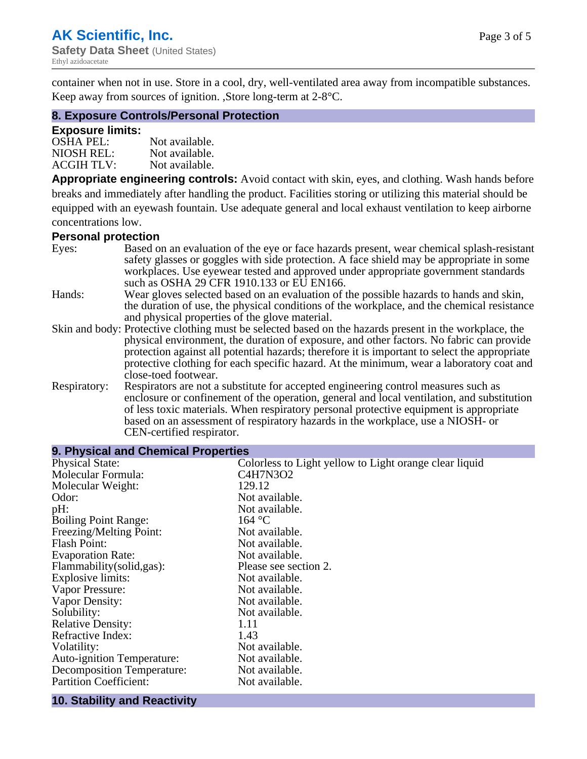container when not in use. Store in a cool, dry, well-ventilated area away from incompatible substances. Keep away from sources of ignition. ,Store long-term at 2-8°C.

## 8. Exposure Controls/Personal Protection

### Exposure limits:

| | |
|---|---|
| OSHA PEL: | Not available. |
| NIOSH REL: | Not available. |
| ACGIH TLV: | Not available. |

**Appropriate engineering controls:** Avoid contact with skin, eyes, and clothing. Wash hands before breaks and immediately after handling the product. Facilities storing or utilizing this material should be equipped with an eyewash fountain. Use adequate general and local exhaust ventilation to keep airborne concentrations low.

### Personal protection

Eyes: Based on an evaluation of the eye or face hazards present, wear chemical splash-resistant safety glasses or goggles with side protection. A face shield may be appropriate in some workplaces. Use eyewear tested and approved under appropriate government standards such as OSHA 29 CFR 1910.133 or EU EN166.

Hands: Wear gloves selected based on an evaluation of the possible hazards to hands and skin, the duration of use, the physical conditions of the workplace, and the chemical resistance and physical properties of the glove material.

Skin and body: Protective clothing must be selected based on the hazards present in the workplace, the physical environment, the duration of exposure, and other factors. No fabric can provide protection against all potential hazards; therefore it is important to select the appropriate protective clothing for each specific hazard. At the minimum, wear a laboratory coat and close-toed footwear.

Respiratory: Respirators are not a substitute for accepted engineering control measures such as enclosure or confinement of the operation, general and local ventilation, and substitution of less toxic materials. When respiratory personal protective equipment is appropriate based on an assessment of respiratory hazards in the workplace, use a NIOSH- or CEN-certified respirator.

## 9. Physical and Chemical Properties

| | |
|---|---|
| Physical State: | Colorless to Light yellow to Light orange clear liquid |
| Molecular Formula: | $C_4H_7N_3O_2$ |
| Molecular Weight: | 129.12 |
| Odor: | Not available. |
| pH: | Not available. |
| Boiling Point Range: | 164 °C |
| Freezing/Melting Point: | Not available. |
| Flash Point: | Not available. |
| Evaporation Rate: | Not available. |
| Flammability(solid,gas): | Please see section 2. |
| Explosive limits: | Not available. |
| Vapor Pressure: | Not available. |
| Vapor Density: | Not available. |
| Solubility: | Not available. |
| Relative Density: | 1.11 |
| Refractive Index: | 1.43 |
| Volatility: | Not available. |
| Auto-ignition Temperature: | Not available. |
| Decomposition Temperature: | Not available. |
| Partition Coefficient: | Not available. |

## 10. Stability and Reactivity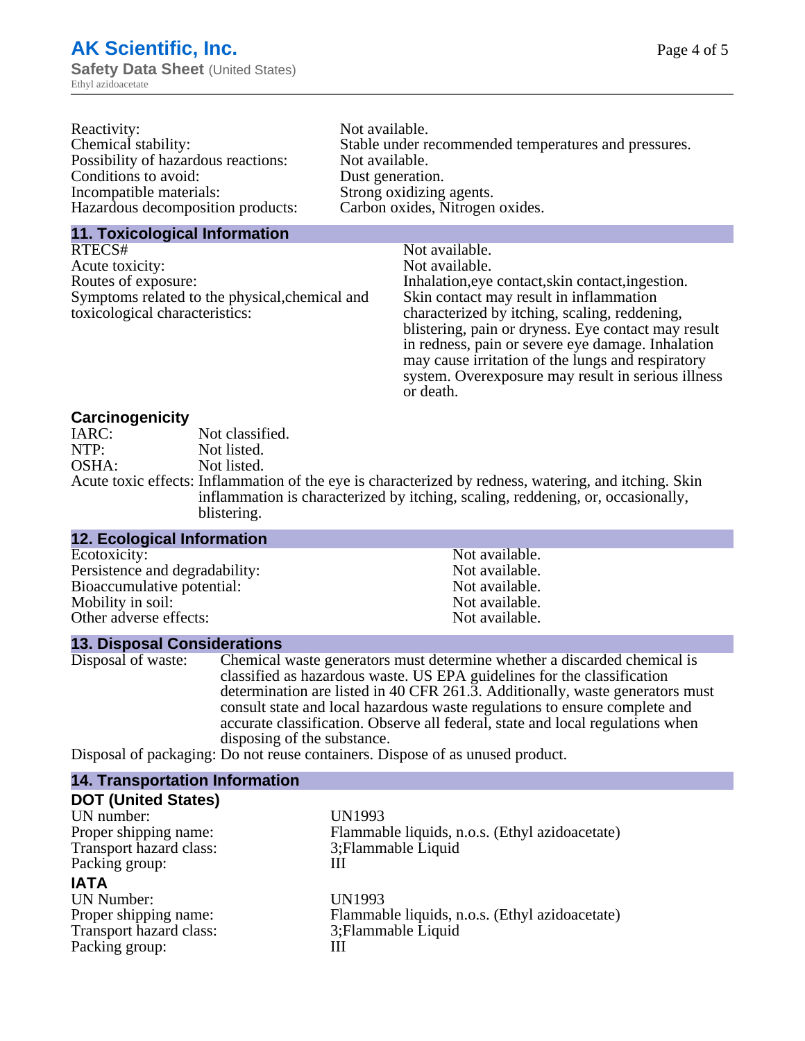Reactivity: Not available.
Chemical stability: Stable under recommended temperatures and pressures.
Possibility of hazardous reactions: Not available.
Conditions to avoid: Dust generation.
Incompatible materials: Strong oxidizing agents.
Hazardous decomposition products: Carbon oxides, Nitrogen oxides.

## 11. Toxicological Information

RTECS#: Not available.
Acute toxicity: Not available.
Routes of exposure: Inhalation,eye contact,skin contact,ingestion.
Symptoms related to the physical,chemical and toxicological characteristics: Skin contact may result in inflammation characterized by itching, scaling, reddening, blistering, pain or dryness. Eye contact may result in redness, pain or severe eye damage. Inhalation may cause irritation of the lungs and respiratory system. Overexposure may result in serious illness or death.

### Carcinogenicity

IARC: Not classified.
NTP: Not listed.
OSHA: Not listed.
Acute toxic effects: Inflammation of the eye is characterized by redness, watering, and itching. Skin inflammation is characterized by itching, scaling, reddening, or, occasionally, blistering.

## 12. Ecological Information

Ecotoxicity: Not available.
Persistence and degradability: Not available.
Bioaccumulative potential: Not available.
Mobility in soil: Not available.
Other adverse effects: Not available.

## 13. Disposal Considerations

Disposal of waste: Chemical waste generators must determine whether a discarded chemical is classified as hazardous waste. US EPA guidelines for the classification determination are listed in 40 CFR 261.3. Additionally, waste generators must consult state and local hazardous waste regulations to ensure complete and accurate classification. Observe all federal, state and local regulations when disposing of the substance.
Disposal of packaging: Do not reuse containers. Dispose of as unused product.

## 14. Transportation Information

### DOT (United States)

UN number: UN1993
Proper shipping name: Flammable liquids, n.o.s. (Ethyl azidoacetate)
Transport hazard class: 3;Flammable Liquid
Packing group: III

### IATA

UN Number: UN1993
Proper shipping name: Flammable liquids, n.o.s. (Ethyl azidoacetate)
Transport hazard class: 3;Flammable Liquid
Packing group: III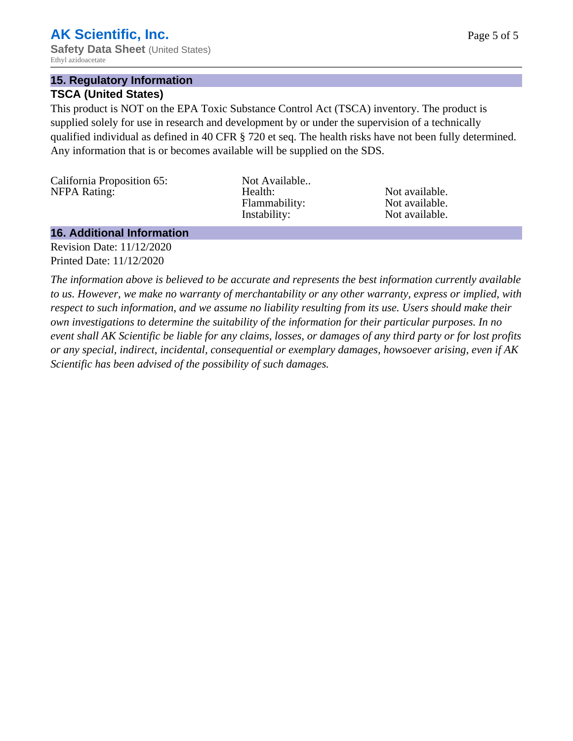## 15. Regulatory Information

### TSCA (United States)

This product is NOT on the EPA Toxic Substance Control Act (TSCA) inventory. The product is supplied solely for use in research and development by or under the supervision of a technically qualified individual as defined in 40 CFR § 720 et seq. The health risks have not been fully determined. Any information that is or becomes available will be supplied on the SDS.

| | | |
|---|---|---|
| California Proposition 65: | Not Available.. | |
| NFPA Rating: | Health: | Not available. |
| | Flammability: | Not available. |
| | Instability: | Not available. |

## 16. Additional Information

Revision Date: 11/12/2020
Printed Date: 11/12/2020

*The information above is believed to be accurate and represents the best information currently available to us. However, we make no warranty of merchantability or any other warranty, express or implied, with respect to such information, and we assume no liability resulting from its use. Users should make their own investigations to determine the suitability of the information for their particular purposes. In no event shall AK Scientific be liable for any claims, losses, or damages of any third party or for lost profits or any special, indirect, incidental, consequential or exemplary damages, howsoever arising, even if AK Scientific has been advised of the possibility of such damages.*